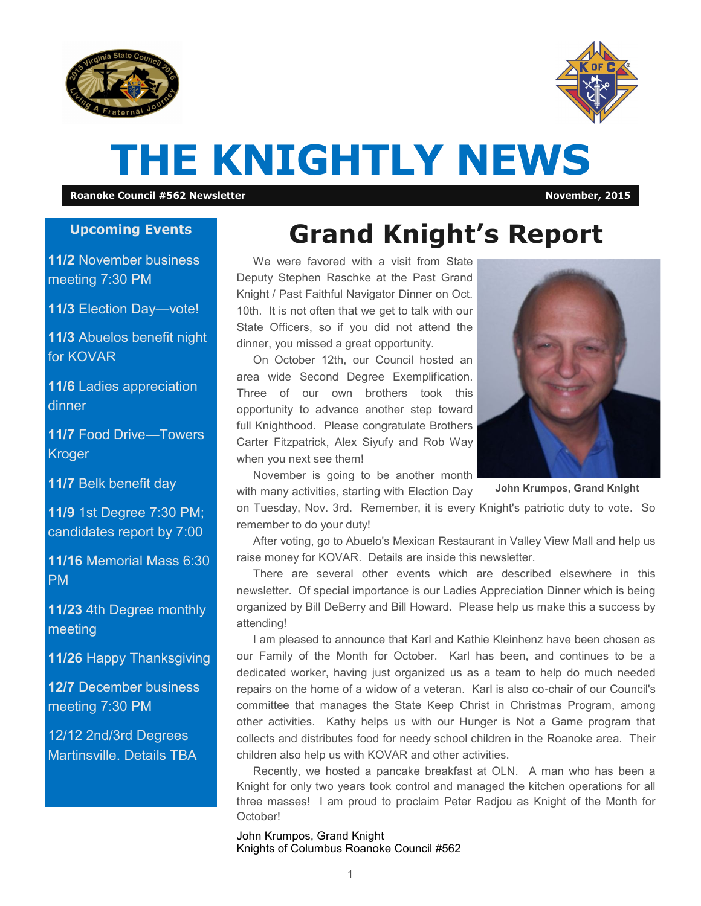# THE KNIGHTLY NEWS

**Roanoke Council #562 Newsletter** **November, 2015**

## Upcoming Events

**11/2** November business meeting 7:30 PM

**11/3** Election Day—vote!

**11/3** Abuelos benefit night for KOVAR

**11/6** Ladies appreciation dinner

**11/7** Food Drive—Towers Kroger

**11/7** Belk benefit day

**11/9** 1st Degree 7:30 PM; candidates report by 7:00

**11/16** Memorial Mass 6:30 PM

**11/23** 4th Degree monthly meeting

**11/26** Happy Thanksgiving

**12/7** December business meeting 7:30 PM

12/12 2nd/3rd Degrees Martinsville. Details TBA

# Grand Knight's Report

We were favored with a visit from State Deputy Stephen Raschke at the Past Grand Knight / Past Faithful Navigator Dinner on Oct. 10th. It is not often that we get to talk with our State Officers, so if you did not attend the dinner, you missed a great opportunity.

On October 12th, our Council hosted an area wide Second Degree Exemplification. Three of our own brothers took this opportunity to advance another step toward full Knighthood. Please congratulate Brothers Carter Fitzpatrick, Alex Siyufy and Rob Way when you next see them!

**John Krumpos, Grand Knight**

November is going to be another month with many activities, starting with Election Day on Tuesday, Nov. 3rd. Remember, it is every Knight's patriotic duty to vote. So remember to do your duty!

After voting, go to Abuelo's Mexican Restaurant in Valley View Mall and help us raise money for KOVAR. Details are inside this newsletter.

There are several other events which are described elsewhere in this newsletter. Of special importance is our Ladies Appreciation Dinner which is being organized by Bill DeBerry and Bill Howard. Please help us make this a success by attending!

I am pleased to announce that Karl and Kathie Kleinhenz have been chosen as our Family of the Month for October. Karl has been, and continues to be a dedicated worker, having just organized us as a team to help do much needed repairs on the home of a widow of a veteran. Karl is also co-chair of our Council's committee that manages the State Keep Christ in Christmas Program, among other activities. Kathy helps us with our Hunger is Not a Game program that collects and distributes food for needy school children in the Roanoke area. Their children also help us with KOVAR and other activities.

Recently, we hosted a pancake breakfast at OLN. A man who has been a Knight for only two years took control and managed the kitchen operations for all three masses! I am proud to proclaim Peter Radjou as Knight of the Month for October!

John Krumpos, Grand Knight
Knights of Columbus Roanoke Council #562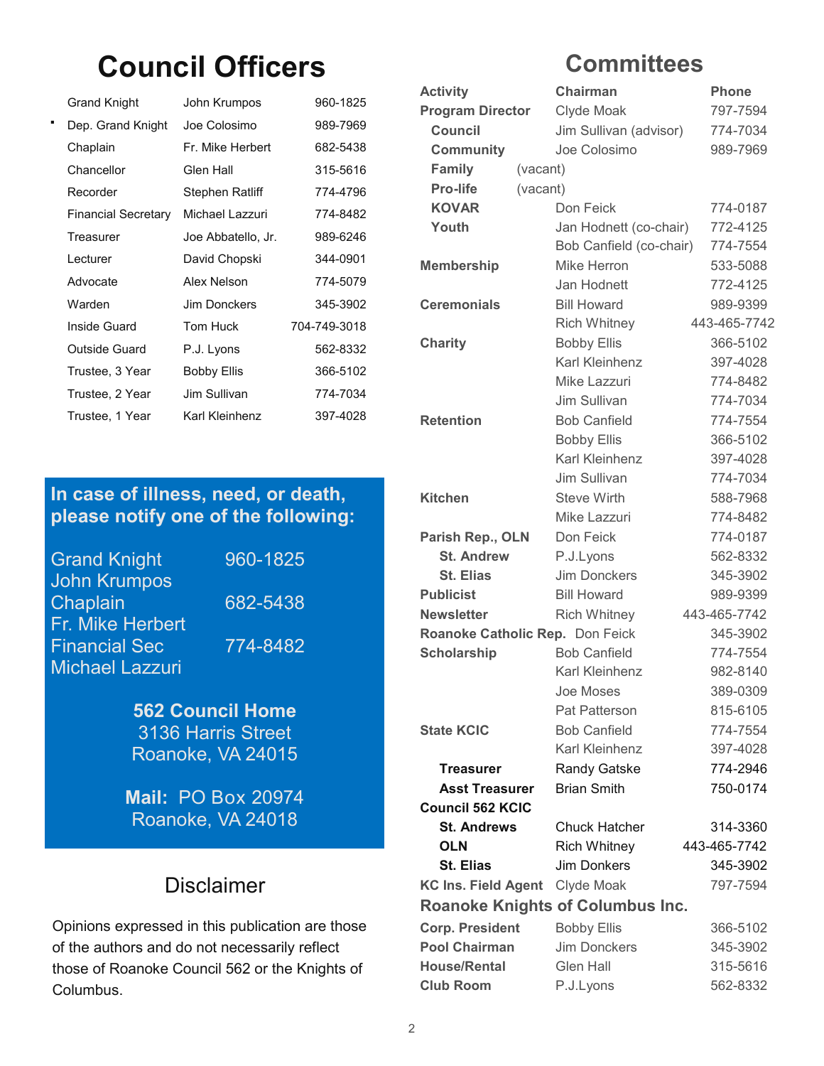# Council Officers

| | | |
|---|---|---|
| Grand Knight | John Krumpos | 960-1825 |
| Dep. Grand Knight | Joe Colosimo | 989-7969 |
| Chaplain | Fr. Mike Herbert | 682-5438 |
| Chancellor | Glen Hall | 315-5616 |
| Recorder | Stephen Ratliff | 774-4796 |
| Financial Secretary | Michael Lazzuri | 774-8482 |
| Treasurer | Joe Abbatello, Jr. | 989-6246 |
| Lecturer | David Chopski | 344-0901 |
| Advocate | Alex Nelson | 774-5079 |
| Warden | Jim Donckers | 345-3902 |
| Inside Guard | Tom Huck | 704-749-3018 |
| Outside Guard | P.J. Lyons | 562-8332 |
| Trustee, 3 Year | Bobby Ellis | 366-5102 |
| Trustee, 2 Year | Jim Sullivan | 774-7034 |
| Trustee, 1 Year | Karl Kleinhenz | 397-4028 |

**In case of illness, need, or death, please notify one of the following:**

| | |
|---|---|
| Grand Knight John Krumpos | 960-1825 |
| Chaplain Fr. Mike Herbert | 682-5438 |
| Financial Sec Michael Lazzuri | 774-8482 |

**562 Council Home**
3136 Harris Street
Roanoke, VA 24015

**Mail:** PO Box 20974
Roanoke, VA 24018

## Disclaimer

Opinions expressed in this publication are those of the authors and do not necessarily reflect those of Roanoke Council 562 or the Knights of Columbus.

# Committees

| Activity | Chairman | Phone |
|---|---|---|
| **Program Director** | Clyde Moak | 797-7594 |
| **Council** | Jim Sullivan (advisor) | 774-7034 |
| **Community** | Joe Colosimo | 989-7969 |
| **Family** | (vacant) | |
| **Pro-life** | (vacant) | |
| **KOVAR** | Don Feick | 774-0187 |
| **Youth** | Jan Hodnett (co-chair) | 772-4125 |
| | Bob Canfield (co-chair) | 774-7554 |
| **Membership** | Mike Herron | 533-5088 |
| | Jan Hodnett | 772-4125 |
| **Ceremonials** | Bill Howard | 989-9399 |
| | Rich Whitney | 443-465-7742 |
| **Charity** | Bobby Ellis | 366-5102 |
| | Karl Kleinhenz | 397-4028 |
| | Mike Lazzuri | 774-8482 |
| | Jim Sullivan | 774-7034 |
| **Retention** | Bob Canfield | 774-7554 |
| | Bobby Ellis | 366-5102 |
| | Karl Kleinhenz | 397-4028 |
| | Jim Sullivan | 774-7034 |
| **Kitchen** | Steve Wirth | 588-7968 |
| | Mike Lazzuri | 774-8482 |
| **Parish Rep., OLN** | Don Feick | 774-0187 |
| **St. Andrew** | P.J.Lyons | 562-8332 |
| **St. Elias** | Jim Donckers | 345-3902 |
| **Publicist** | Bill Howard | 989-9399 |
| **Newsletter** | Rich Whitney | 443-465-7742 |
| **Roanoke Catholic Rep.** | Don Feick | 345-3902 |
| **Scholarship** | Bob Canfield | 774-7554 |
| | Karl Kleinhenz | 982-8140 |
| | Joe Moses | 389-0309 |
| | Pat Patterson | 815-6105 |
| **State KCIC** | Bob Canfield | 774-7554 |
| | Karl Kleinhenz | 397-4028 |
| **Treasurer** | Randy Gatske | 774-2946 |
| **Asst Treasurer** | Brian Smith | 750-0174 |
| **Council 562 KCIC** | | |
| **St. Andrews** | Chuck Hatcher | 314-3360 |
| **OLN** | Rich Whitney | 443-465-7742 |
| **St. Elias** | Jim Donkers | 345-3902 |
| **KC Ins. Field Agent** | Clyde Moak | 797-7594 |

**Roanoke Knights of Columbus Inc.**

| | | |
|---|---|---|
| **Corp. President** | Bobby Ellis | 366-5102 |
| **Pool Chairman** | Jim Donckers | 345-3902 |
| **House/Rental** | Glen Hall | 315-5616 |
| **Club Room** | P.J.Lyons | 562-8332 |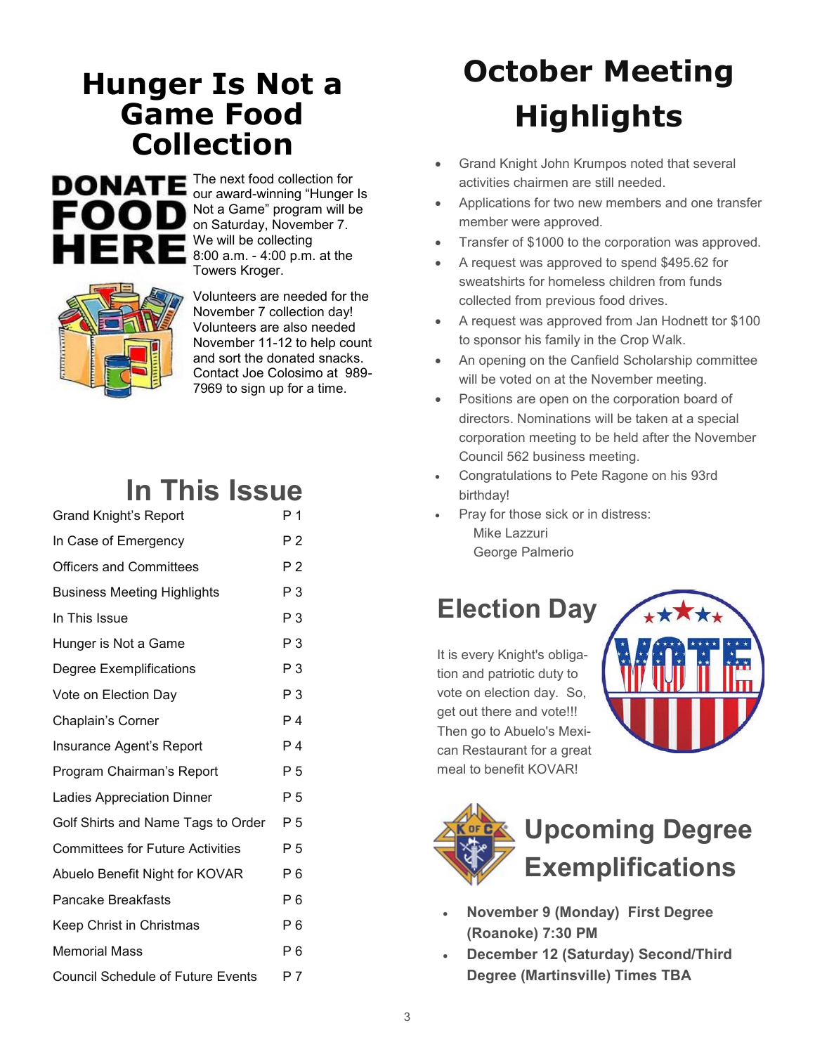# Hunger Is Not a Game Food Collection

The next food collection for our award-winning "Hunger Is Not a Game" program will be on Saturday, November 7. We will be collecting 8:00 a.m. - 4:00 p.m. at the Towers Kroger.

Volunteers are needed for the November 7 collection day! Volunteers are also needed November 11-12 to help count and sort the donated snacks. Contact Joe Colosimo at 989-7969 to sign up for a time.

## In This Issue

| | |
|---|---|
| Grand Knight's Report | P 1 |
| In Case of Emergency | P 2 |
| Officers and Committees | P 2 |
| Business Meeting Highlights | P 3 |
| In This Issue | P 3 |
| Hunger is Not a Game | P 3 |
| Degree Exemplifications | P 3 |
| Vote on Election Day | P 3 |
| Chaplain's Corner | P 4 |
| Insurance Agent's Report | P 4 |
| Program Chairman's Report | P 5 |
| Ladies Appreciation Dinner | P 5 |
| Golf Shirts and Name Tags to Order | P 5 |
| Committees for Future Activities | P 5 |
| Abuelo Benefit Night for KOVAR | P 6 |
| Pancake Breakfasts | P 6 |
| Keep Christ in Christmas | P 6 |
| Memorial Mass | P 6 |
| Council Schedule of Future Events | P 7 |

# October Meeting Highlights

- Grand Knight John Krumpos noted that several activities chairmen are still needed.
- Applications for two new members and one transfer member were approved.
- Transfer of $1000 to the corporation was approved.
- A request was approved to spend $495.62 for sweatshirts for homeless children from funds collected from previous food drives.
- A request was approved from Jan Hodnett tor $100 to sponsor his family in the Crop Walk.
- An opening on the Canfield Scholarship committee will be voted on at the November meeting.
- Positions are open on the corporation board of directors. Nominations will be taken at a special corporation meeting to be held after the November Council 562 business meeting.
- Congratulations to Pete Ragone on his 93rd birthday!
- Pray for those sick or in distress:
  - Mike Lazzuri
  - George Palmerio

## Election Day

It is every Knight's obligation and patriotic duty to vote on election day. So, get out there and vote!!! Then go to Abuelo's Mexican Restaurant for a great meal to benefit KOVAR!

## Upcoming Degree Exemplifications

- **November 9 (Monday) First Degree (Roanoke) 7:30 PM**
- **December 12 (Saturday) Second/Third Degree (Martinsville) Times TBA**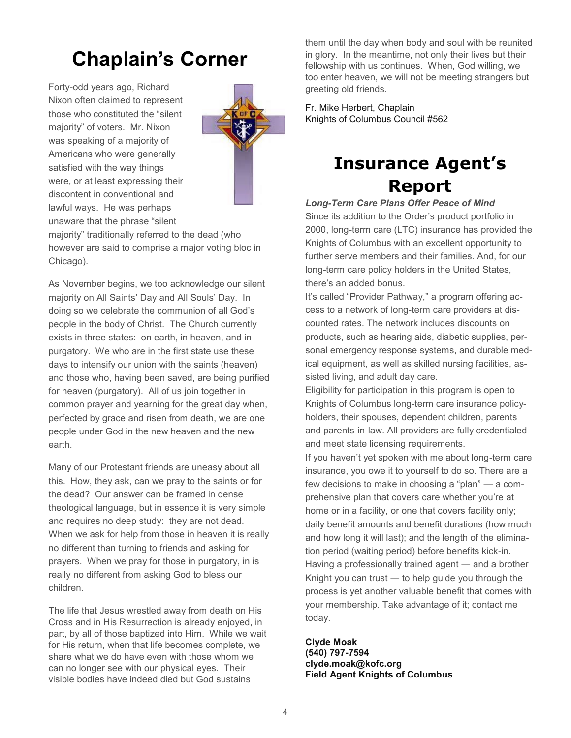# Chaplain's Corner

Forty-odd years ago, Richard Nixon often claimed to represent those who constituted the "silent majority" of voters. Mr. Nixon was speaking of a majority of Americans who were generally satisfied with the way things were, or at least expressing their discontent in conventional and lawful ways. He was perhaps unaware that the phrase "silent majority" traditionally referred to the dead (who however are said to comprise a major voting bloc in Chicago).

As November begins, we too acknowledge our silent majority on All Saints' Day and All Souls' Day. In doing so we celebrate the communion of all God's people in the body of Christ. The Church currently exists in three states: on earth, in heaven, and in purgatory. We who are in the first state use these days to intensify our union with the saints (heaven) and those who, having been saved, are being purified for heaven (purgatory). All of us join together in common prayer and yearning for the great day when, perfected by grace and risen from death, we are one people under God in the new heaven and the new earth.

Many of our Protestant friends are uneasy about all this. How, they ask, can we pray to the saints or for the dead? Our answer can be framed in dense theological language, but in essence it is very simple and requires no deep study: they are not dead. When we ask for help from those in heaven it is really no different than turning to friends and asking for prayers. When we pray for those in purgatory, in is really no different from asking God to bless our children.

The life that Jesus wrestled away from death on His Cross and in His Resurrection is already enjoyed, in part, by all of those baptized into Him. While we wait for His return, when that life becomes complete, we share what we do have even with those whom we can no longer see with our physical eyes. Their visible bodies have indeed died but God sustains them until the day when body and soul with be reunited in glory. In the meantime, not only their lives but their fellowship with us continues. When, God willing, we too enter heaven, we will not be meeting strangers but greeting old friends.

Fr. Mike Herbert, Chaplain
Knights of Columbus Council #562

# Insurance Agent's Report

***Long-Term Care Plans Offer Peace of Mind***

Since its addition to the Order's product portfolio in 2000, long-term care (LTC) insurance has provided the Knights of Columbus with an excellent opportunity to further serve members and their families. And, for our long-term care policy holders in the United States, there's an added bonus.

It's called "Provider Pathway," a program offering access to a network of long-term care providers at discounted rates. The network includes discounts on products, such as hearing aids, diabetic supplies, personal emergency response systems, and durable medical equipment, as well as skilled nursing facilities, assisted living, and adult day care.

Eligibility for participation in this program is open to Knights of Columbus long-term care insurance policyholders, their spouses, dependent children, parents and parents-in-law. All providers are fully credentialed and meet state licensing requirements.

If you haven't yet spoken with me about long-term care insurance, you owe it to yourself to do so. There are a few decisions to make in choosing a "plan" — a comprehensive plan that covers care whether you're at home or in a facility, or one that covers facility only; daily benefit amounts and benefit durations (how much and how long it will last); and the length of the elimination period (waiting period) before benefits kick-in. Having a professionally trained agent — and a brother Knight you can trust — to help guide you through the process is yet another valuable benefit that comes with your membership. Take advantage of it; contact me today.

**Clyde Moak**
**(540) 797-7594**
**clyde.moak@kofc.org**
**Field Agent Knights of Columbus**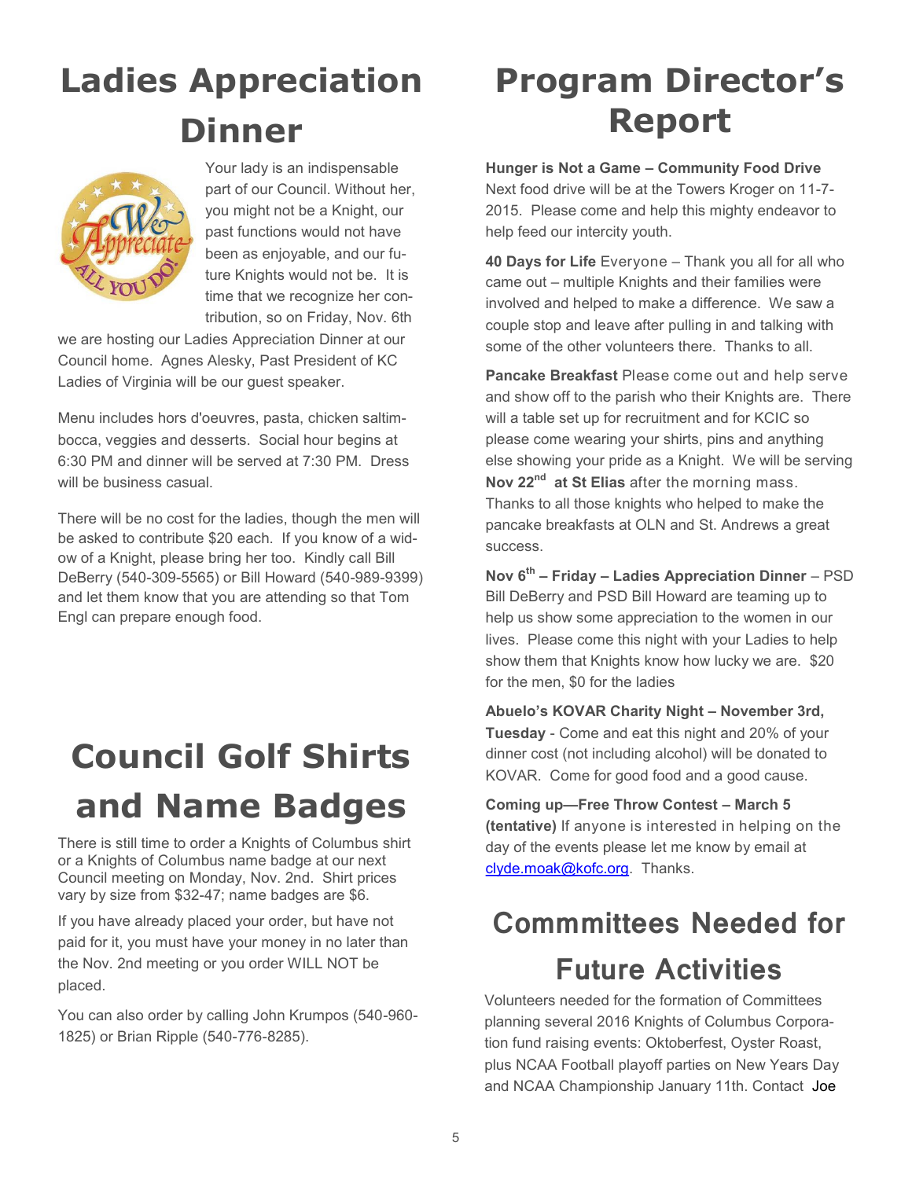# Ladies Appreciation Dinner

Your lady is an indispensable part of our Council. Without her, you might not be a Knight, our past functions would not have been as enjoyable, and our future Knights would not be. It is time that we recognize her contribution, so on Friday, Nov. 6th we are hosting our Ladies Appreciation Dinner at our Council home. Agnes Alesky, Past President of KC Ladies of Virginia will be our guest speaker.

Menu includes hors d'oeuvres, pasta, chicken saltimbocca, veggies and desserts. Social hour begins at 6:30 PM and dinner will be served at 7:30 PM. Dress will be business casual.

There will be no cost for the ladies, though the men will be asked to contribute $20 each. If you know of a widow of a Knight, please bring her too. Kindly call Bill DeBerry (540-309-5565) or Bill Howard (540-989-9399) and let them know that you are attending so that Tom Engl can prepare enough food.

# Council Golf Shirts and Name Badges

There is still time to order a Knights of Columbus shirt or a Knights of Columbus name badge at our next Council meeting on Monday, Nov. 2nd. Shirt prices vary by size from $32-47; name badges are $6.

If you have already placed your order, but have not paid for it, you must have your money in no later than the Nov. 2nd meeting or you order WILL NOT be placed.

You can also order by calling John Krumpos (540-960-1825) or Brian Ripple (540-776-8285).

# Program Director's Report

**Hunger is Not a Game – Community Food Drive** Next food drive will be at the Towers Kroger on 11-7-2015. Please come and help this mighty endeavor to help feed our intercity youth.

**40 Days for Life** Everyone – Thank you all for all who came out – multiple Knights and their families were involved and helped to make a difference. We saw a couple stop and leave after pulling in and talking with some of the other volunteers there. Thanks to all.

**Pancake Breakfast** Please come out and help serve and show off to the parish who their Knights are. There will a table set up for recruitment and for KCIC so please come wearing your shirts, pins and anything else showing your pride as a Knight. We will be serving **Nov 22nd at St Elias** after the morning mass. Thanks to all those knights who helped to make the pancake breakfasts at OLN and St. Andrews a great success.

**Nov 6th – Friday – Ladies Appreciation Dinner** – PSD Bill DeBerry and PSD Bill Howard are teaming up to help us show some appreciation to the women in our lives. Please come this night with your Ladies to help show them that Knights know how lucky we are. $20 for the men, $0 for the ladies

**Abuelo's KOVAR Charity Night – November 3rd, Tuesday** - Come and eat this night and 20% of your dinner cost (not including alcohol) will be donated to KOVAR. Come for good food and a good cause.

**Coming up—Free Throw Contest – March 5 (tentative)** If anyone is interested in helping on the day of the events please let me know by email at clyde.moak@kofc.org. Thanks.

# Commmittees Needed for Future Activities

Volunteers needed for the formation of Committees planning several 2016 Knights of Columbus Corporation fund raising events: Oktoberfest, Oyster Roast, plus NCAA Football playoff parties on New Years Day and NCAA Championship January 11th. Contact Joe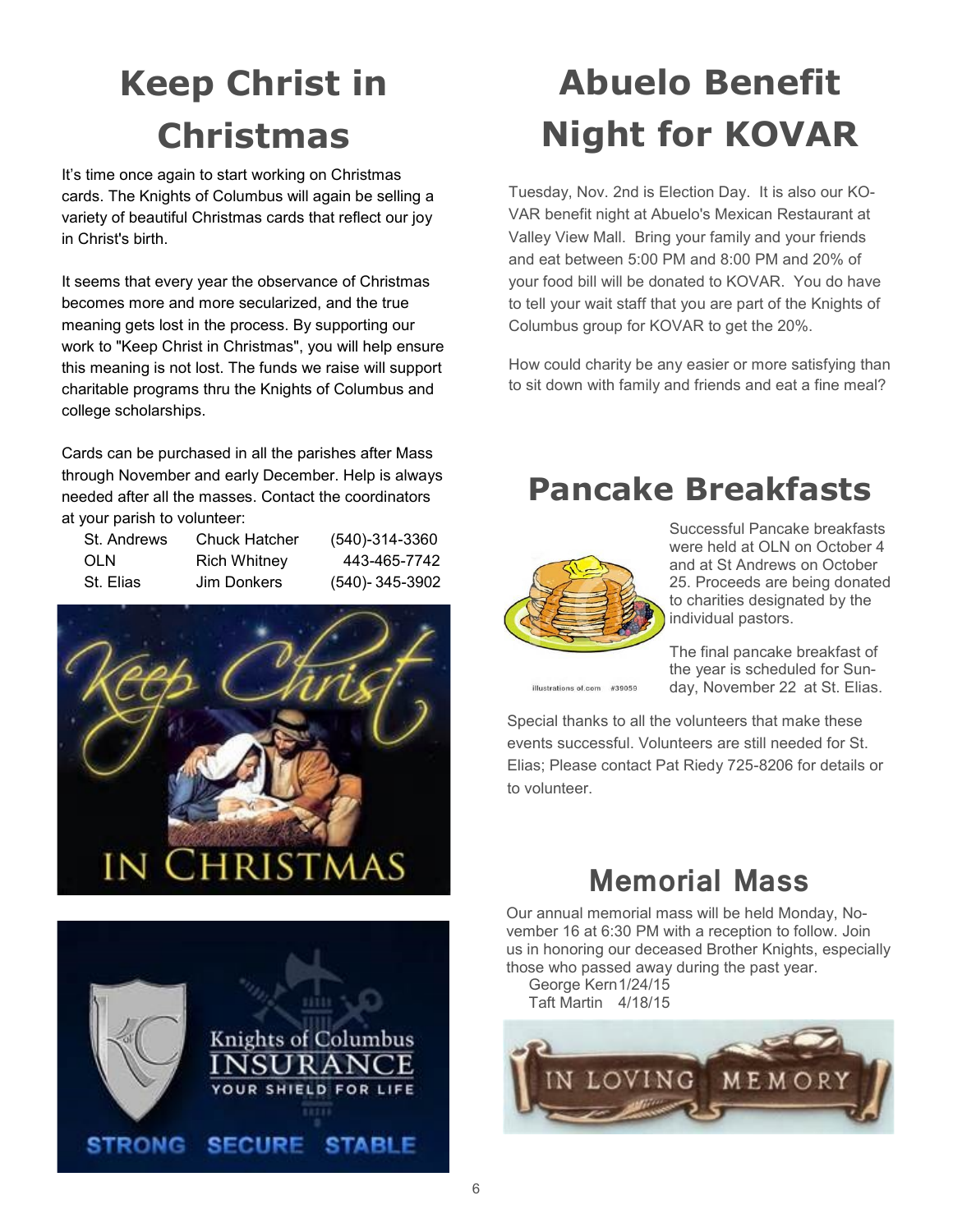# Keep Christ in Christmas

It's time once again to start working on Christmas cards. The Knights of Columbus will again be selling a variety of beautiful Christmas cards that reflect our joy in Christ's birth.

It seems that every year the observance of Christmas becomes more and more secularized, and the true meaning gets lost in the process. By supporting our work to "Keep Christ in Christmas", you will help ensure this meaning is not lost. The funds we raise will support charitable programs thru the Knights of Columbus and college scholarships.

Cards can be purchased in all the parishes after Mass through November and early December. Help is always needed after all the masses. Contact the coordinators at your parish to volunteer:

| St. Andrews | Chuck Hatcher | (540)-314-3360 |
|---|---|---|
| OLN | Rich Whitney | 443-465-7742 |
| St. Elias | Jim Donkers | (540)- 345-3902 |

# Abuelo Benefit Night for KOVAR

Tuesday, Nov. 2nd is Election Day. It is also our KOVAR benefit night at Abuelo's Mexican Restaurant at Valley View Mall. Bring your family and your friends and eat between 5:00 PM and 8:00 PM and 20% of your food bill will be donated to KOVAR. You do have to tell your wait staff that you are part of the Knights of Columbus group for KOVAR to get the 20%.

How could charity be any easier or more satisfying than to sit down with family and friends and eat a fine meal?

# Pancake Breakfasts

Successful Pancake breakfasts were held at OLN on October 4 and at St Andrews on October 25. Proceeds are being donated to charities designated by the individual pastors.

The final pancake breakfast of the year is scheduled for Sunday, November 22 at St. Elias.

Special thanks to all the volunteers that make these events successful. Volunteers are still needed for St. Elias; Please contact Pat Riedy 725-8206 for details or to volunteer.

# Memorial Mass

Our annual memorial mass will be held Monday, November 16 at 6:30 PM with a reception to follow. Join us in honoring our deceased Brother Knights, especially those who passed away during the past year.

George Kern 1/24/15
Taft Martin 4/18/15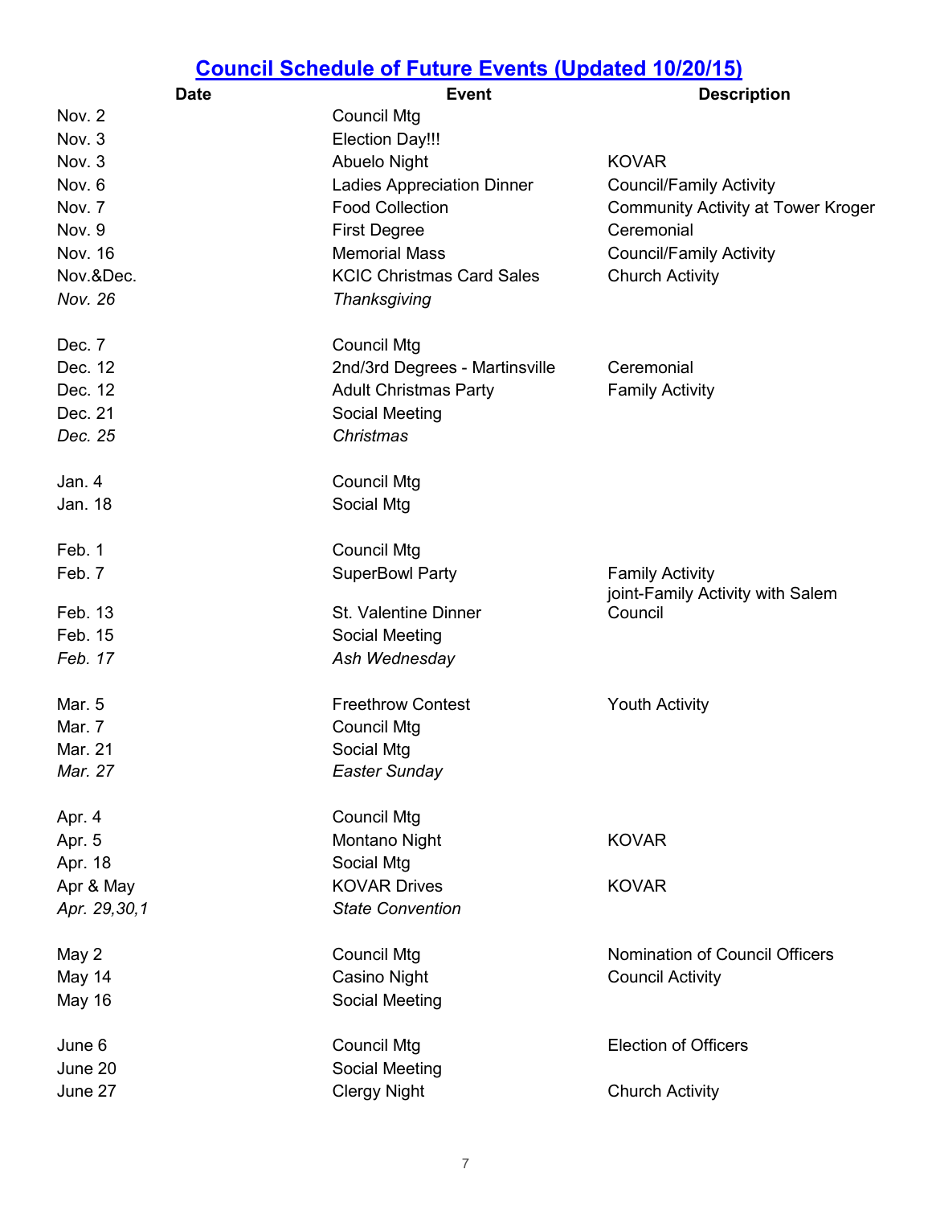## Council Schedule of Future Events (Updated 10/20/15)

| Date | Event | Description |
|---|---|---|
| Nov. 2 | Council Mtg | |
| Nov. 3 | Election Day!!! | |
| Nov. 3 | Abuelo Night | KOVAR |
| Nov. 6 | Ladies Appreciation Dinner | Council/Family Activity |
| Nov. 7 | Food Collection | Community Activity at Tower Kroger |
| Nov. 9 | First Degree | Ceremonial |
| Nov. 16 | Memorial Mass | Council/Family Activity |
| Nov.&Dec. | KCIC Christmas Card Sales | Church Activity |
| *Nov. 26* | *Thanksgiving* | |
| | | |
| Dec. 7 | Council Mtg | |
| Dec. 12 | 2nd/3rd Degrees - Martinsville | Ceremonial |
| Dec. 12 | Adult Christmas Party | Family Activity |
| Dec. 21 | Social Meeting | |
| *Dec. 25* | *Christmas* | |
| | | |
| Jan. 4 | Council Mtg | |
| Jan. 18 | Social Mtg | |
| | | |
| Feb. 1 | Council Mtg | |
| Feb. 7 | SuperBowl Party | Family Activity |
| Feb. 13 | St. Valentine Dinner | joint-Family Activity with Salem Council |
| Feb. 15 | Social Meeting | |
| *Feb. 17* | *Ash Wednesday* | |
| | | |
| Mar. 5 | Freethrow Contest | Youth Activity |
| Mar. 7 | Council Mtg | |
| Mar. 21 | Social Mtg | |
| *Mar. 27* | *Easter Sunday* | |
| | | |
| Apr. 4 | Council Mtg | |
| Apr. 5 | Montano Night | KOVAR |
| Apr. 18 | Social Mtg | |
| Apr & May | KOVAR Drives | KOVAR |
| *Apr. 29,30,1* | *State Convention* | |
| | | |
| May 2 | Council Mtg | Nomination of Council Officers |
| May 14 | Casino Night | Council Activity |
| May 16 | Social Meeting | |
| | | |
| June 6 | Council Mtg | Election of Officers |
| June 20 | Social Meeting | |
| June 27 | Clergy Night | Church Activity |